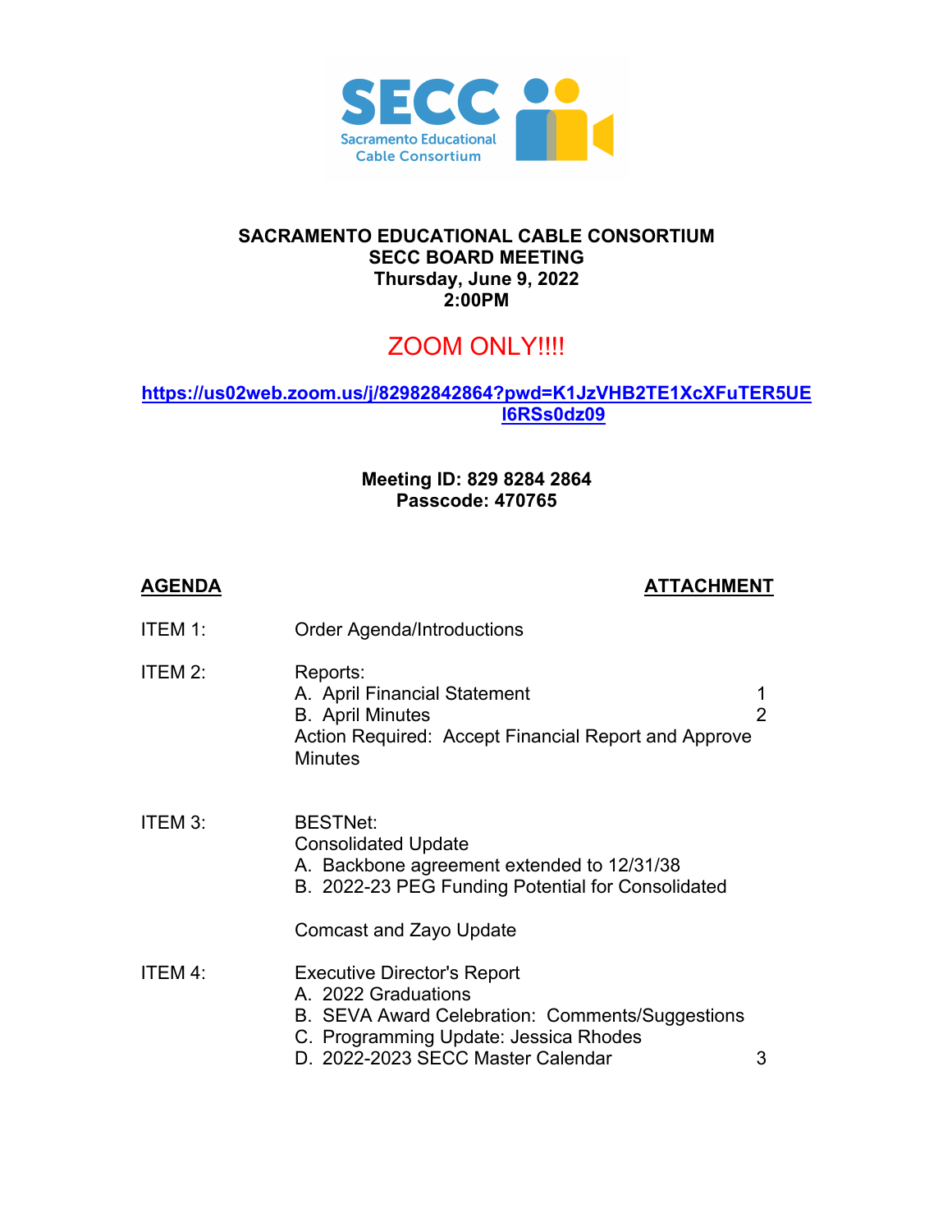**SECC**
Sacramento Educational Cable Consortium

# SACRAMENTO EDUCATIONAL CABLE CONSORTIUM
## SECC BOARD MEETING
**Thursday, June 9, 2022**
**2:00PM**

ZOOM ONLY!!!!

**https://us02web.zoom.us/j/82982842864?pwd=K1JzVHB2TE1XcXFuTER5UEl6RSs0dz09**

**Meeting ID: 829 8284 2864**
**Passcode: 470765**

| **AGENDA** | | **ATTACHMENT** |
|---|---|---|
| ITEM 1: | Order Agenda/Introductions | |
| ITEM 2: | Reports: | |
| | A. April Financial Statement | 1 |
| | B. April Minutes | 2 |
| | Action Required: Accept Financial Report and Approve Minutes | |
| ITEM 3: | BESTNet: | |
| | Consolidated Update | |
| | A. Backbone agreement extended to 12/31/38 | |
| | B. 2022-23 PEG Funding Potential for Consolidated | |
| | Comcast and Zayo Update | |
| ITEM 4: | Executive Director's Report | |
| | A. 2022 Graduations | |
| | B. SEVA Award Celebration: Comments/Suggestions | |
| | C. Programming Update: Jessica Rhodes | |
| | D. 2022-2023 SECC Master Calendar | 3 |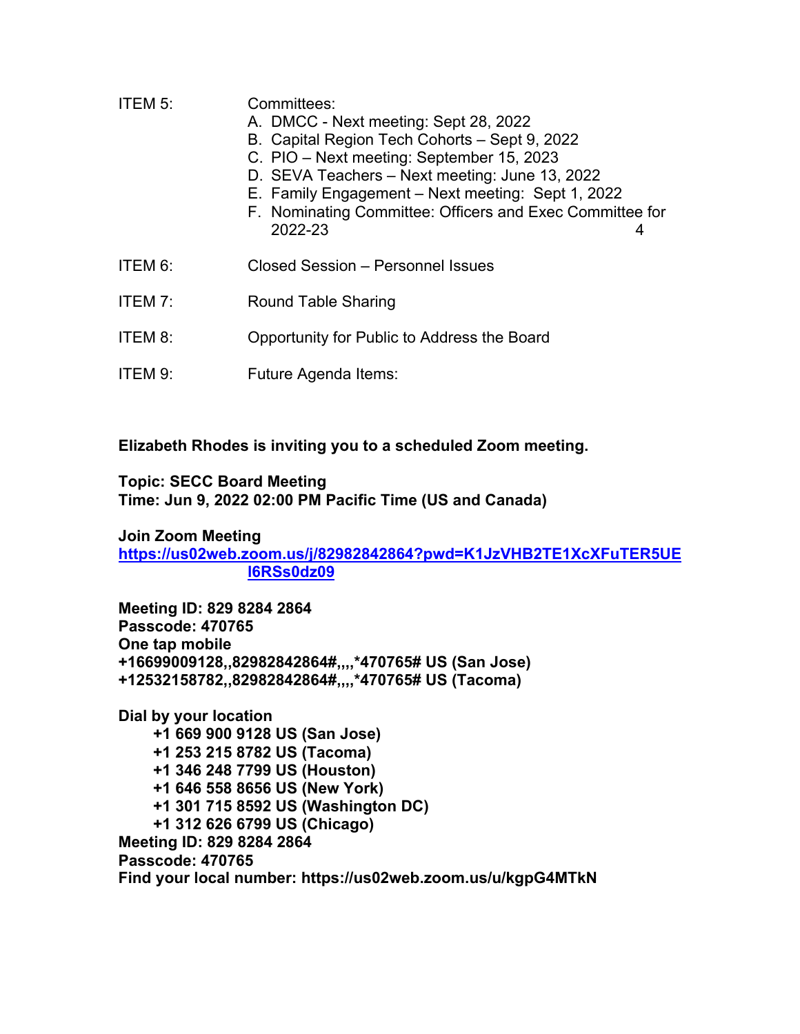ITEM 5: Committees:

A. DMCC - Next meeting: Sept 28, 2022
B. Capital Region Tech Cohorts – Sept 9, 2022
C. PIO – Next meeting: September 15, 2023
D. SEVA Teachers – Next meeting: June 13, 2022
E. Family Engagement – Next meeting: Sept 1, 2022
F. Nominating Committee: Officers and Exec Committee for 2022-23 4

ITEM 6: Closed Session – Personnel Issues

ITEM 7: Round Table Sharing

ITEM 8: Opportunity for Public to Address the Board

ITEM 9: Future Agenda Items:

**Elizabeth Rhodes is inviting you to a scheduled Zoom meeting.**

**Topic: SECC Board Meeting**
**Time: Jun 9, 2022 02:00 PM Pacific Time (US and Canada)**

**Join Zoom Meeting**
**https://us02web.zoom.us/j/82982842864?pwd=K1JzVHB2TE1XcXFuTER5UEl6RSs0dz09**

**Meeting ID: 829 8284 2864**
**Passcode: 470765**
**One tap mobile**
**+16699009128,,82982842864#,,,,*470765# US (San Jose)**
**+12532158782,,82982842864#,,,,*470765# US (Tacoma)**

**Dial by your location**
**+1 669 900 9128 US (San Jose)**
**+1 253 215 8782 US (Tacoma)**
**+1 346 248 7799 US (Houston)**
**+1 646 558 8656 US (New York)**
**+1 301 715 8592 US (Washington DC)**
**+1 312 626 6799 US (Chicago)**
**Meeting ID: 829 8284 2864**
**Passcode: 470765**
**Find your local number: https://us02web.zoom.us/u/kgpG4MTkN**